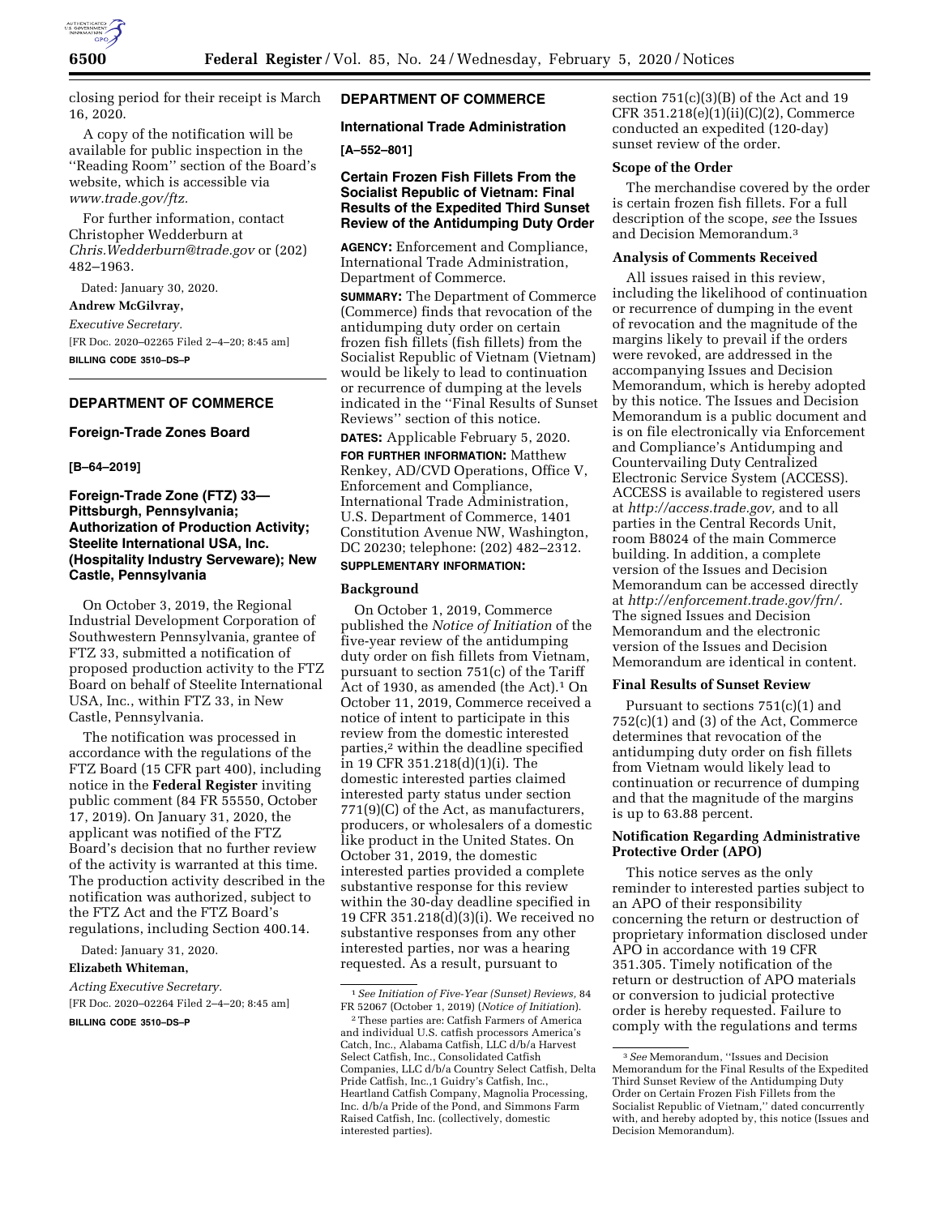closing period for their receipt is March 16, 2020.

A copy of the notification will be available for public inspection in the ''Reading Room'' section of the Board's website, which is accessible via *www.trade.gov/ftz.*

For further information, contact Christopher Wedderburn at *Chris.Wedderburn@trade.gov* or (202) 482–1963.

Dated: January 30, 2020.

**Andrew McGilvray,**

*Executive Secretary.*

[FR Doc. 2020–02265 Filed 2–4–20; 8:45 am]

**BILLING CODE 3510–DS–P**

## DEPARTMENT OF COMMERCE

### Foreign-Trade Zones Board

**[B–64–2019]**

### Foreign-Trade Zone (FTZ) 33—Pittsburgh, Pennsylvania; Authorization of Production Activity; Steelite International USA, Inc. (Hospitality Industry Serveware); New Castle, Pennsylvania

On October 3, 2019, the Regional Industrial Development Corporation of Southwestern Pennsylvania, grantee of FTZ 33, submitted a notification of proposed production activity to the FTZ Board on behalf of Steelite International USA, Inc., within FTZ 33, in New Castle, Pennsylvania.

The notification was processed in accordance with the regulations of the FTZ Board (15 CFR part 400), including notice in the **Federal Register** inviting public comment (84 FR 55550, October 17, 2019). On January 31, 2020, the applicant was notified of the FTZ Board's decision that no further review of the activity is warranted at this time. The production activity described in the notification was authorized, subject to the FTZ Act and the FTZ Board's regulations, including Section 400.14.

Dated: January 31, 2020.

**Elizabeth Whiteman,**

*Acting Executive Secretary.*

[FR Doc. 2020–02264 Filed 2–4–20; 8:45 am]

**BILLING CODE 3510–DS–P**

## DEPARTMENT OF COMMERCE

### International Trade Administration

**[A–552–801]**

### Certain Frozen Fish Fillets From the Socialist Republic of Vietnam: Final Results of the Expedited Third Sunset Review of the Antidumping Duty Order

**AGENCY:** Enforcement and Compliance, International Trade Administration, Department of Commerce.

**SUMMARY:** The Department of Commerce (Commerce) finds that revocation of the antidumping duty order on certain frozen fish fillets (fish fillets) from the Socialist Republic of Vietnam (Vietnam) would be likely to lead to continuation or recurrence of dumping at the levels indicated in the ''Final Results of Sunset Reviews'' section of this notice.

**DATES:** Applicable February 5, 2020.

**FOR FURTHER INFORMATION:** Matthew Renkey, AD/CVD Operations, Office V, Enforcement and Compliance, International Trade Administration, U.S. Department of Commerce, 1401 Constitution Avenue NW, Washington, DC 20230; telephone: (202) 482–2312.

**SUPPLEMENTARY INFORMATION:**

#### Background

On October 1, 2019, Commerce published the *Notice of Initiation* of the five-year review of the antidumping duty order on fish fillets from Vietnam, pursuant to section 751(c) of the Tariff Act of 1930, as amended (the Act).[1] On October 11, 2019, Commerce received a notice of intent to participate in this review from the domestic interested parties,[2] within the deadline specified in 19 CFR 351.218(d)(1)(i). The domestic interested parties claimed interested party status under section 771(9)(C) of the Act, as manufacturers, producers, or wholesalers of a domestic like product in the United States. On October 31, 2019, the domestic interested parties provided a complete substantive response for this review within the 30-day deadline specified in 19 CFR 351.218(d)(3)(i). We received no substantive responses from any other interested parties, nor was a hearing requested. As a result, pursuant to section 751(c)(3)(B) of the Act and 19 CFR 351.218(e)(1)(ii)(C)(2), Commerce conducted an expedited (120-day) sunset review of the order.

#### Scope of the Order

The merchandise covered by the order is certain frozen fish fillets. For a full description of the scope, *see* the Issues and Decision Memorandum.[3]

#### Analysis of Comments Received

All issues raised in this review, including the likelihood of continuation or recurrence of dumping in the event of revocation and the magnitude of the margins likely to prevail if the orders were revoked, are addressed in the accompanying Issues and Decision Memorandum, which is hereby adopted by this notice. The Issues and Decision Memorandum is a public document and is on file electronically via Enforcement and Compliance's Antidumping and Countervailing Duty Centralized Electronic Service System (ACCESS). ACCESS is available to registered users at *http://access.trade.gov,* and to all parties in the Central Records Unit, room B8024 of the main Commerce building. In addition, a complete version of the Issues and Decision Memorandum can be accessed directly at *http://enforcement.trade.gov/frn/.* The signed Issues and Decision Memorandum and the electronic version of the Issues and Decision Memorandum are identical in content.

#### Final Results of Sunset Review

Pursuant to sections 751(c)(1) and 752(c)(1) and (3) of the Act, Commerce determines that revocation of the antidumping duty order on fish fillets from Vietnam would likely lead to continuation or recurrence of dumping and that the magnitude of the margins is up to 63.88 percent.

#### Notification Regarding Administrative Protective Order (APO)

This notice serves as the only reminder to interested parties subject to an APO of their responsibility concerning the return or destruction of proprietary information disclosed under APO in accordance with 19 CFR 351.305. Timely notification of the return or destruction of APO materials or conversion to judicial protective order is hereby requested. Failure to comply with the regulations and terms

---

[1] *See Initiation of Five-Year (Sunset) Reviews,* 84 FR 52067 (October 1, 2019) (*Notice of Initiation*).

[2] These parties are: Catfish Farmers of America and individual U.S. catfish processors America's Catch, Inc., Alabama Catfish, LLC d/b/a Harvest Select Catfish, Inc., Consolidated Catfish Companies, LLC d/b/a Country Select Catfish, Delta Pride Catfish, Inc.,1 Guidry's Catfish, Inc., Heartland Catfish Company, Magnolia Processing, Inc. d/b/a Pride of the Pond, and Simmons Farm Raised Catfish, Inc. (collectively, domestic interested parties).

[3] *See* Memorandum, ''Issues and Decision Memorandum for the Final Results of the Expedited Third Sunset Review of the Antidumping Duty Order on Certain Frozen Fish Fillets from the Socialist Republic of Vietnam,'' dated concurrently with, and hereby adopted by, this notice (Issues and Decision Memorandum).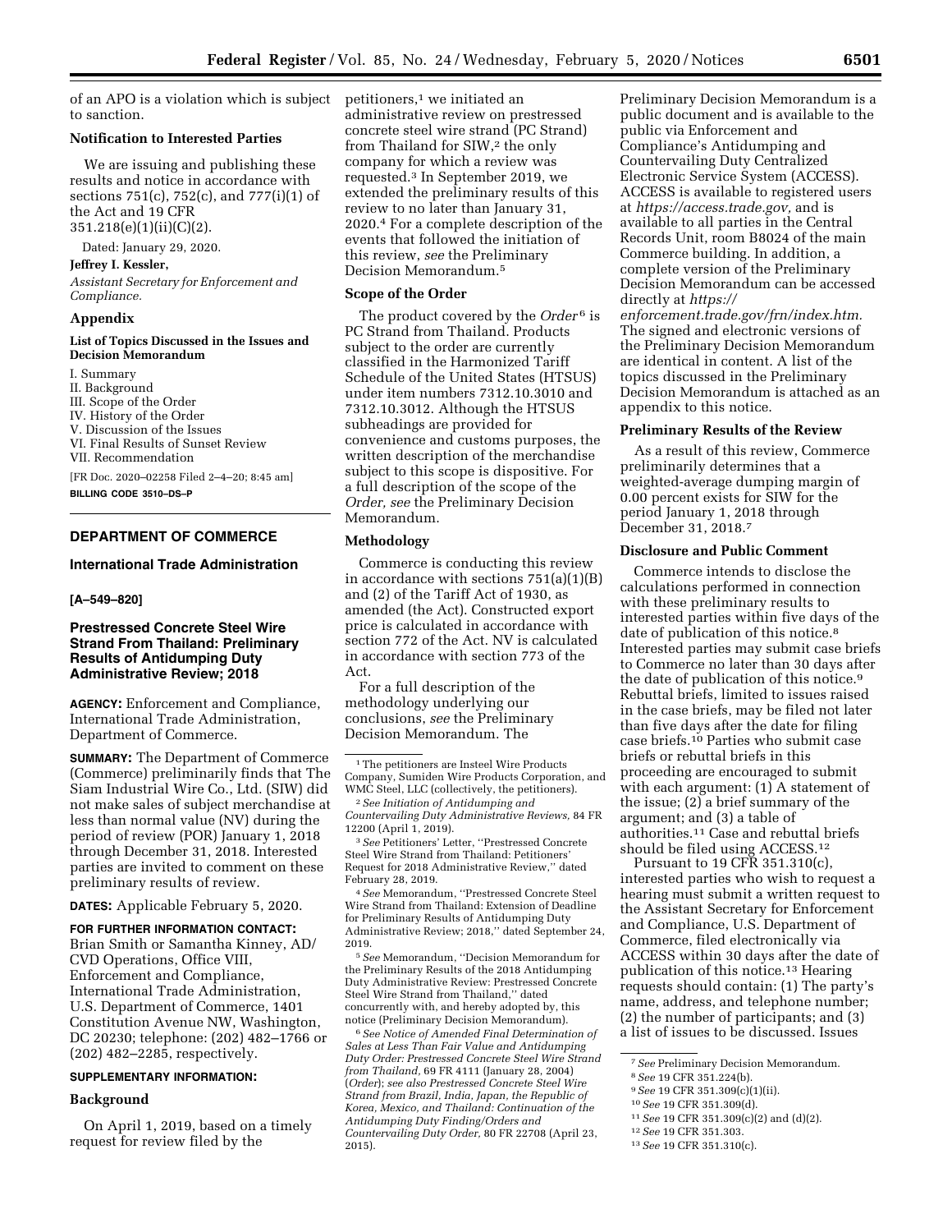of an APO is a violation which is subject to sanction.

**Notification to Interested Parties**

We are issuing and publishing these results and notice in accordance with sections 751(c), 752(c), and 777(i)(1) of the Act and 19 CFR 351.218(e)(1)(ii)(C)(2).

Dated: January 29, 2020.

**Jeffrey I. Kessler,**

*Assistant Secretary for Enforcement and Compliance.*

## Appendix

**List of Topics Discussed in the Issues and Decision Memorandum**

I. Summary
II. Background
III. Scope of the Order
IV. History of the Order
V. Discussion of the Issues
VI. Final Results of Sunset Review
VII. Recommendation

[FR Doc. 2020–02258 Filed 2–4–20; 8:45 am]

**BILLING CODE 3510–DS–P**

---

**DEPARTMENT OF COMMERCE**

**International Trade Administration**

**[A–549–820]**

## Prestressed Concrete Steel Wire Strand From Thailand: Preliminary Results of Antidumping Duty Administrative Review; 2018

**AGENCY:** Enforcement and Compliance, International Trade Administration, Department of Commerce.

**SUMMARY:** The Department of Commerce (Commerce) preliminarily finds that The Siam Industrial Wire Co., Ltd. (SIW) did not make sales of subject merchandise at less than normal value (NV) during the period of review (POR) January 1, 2018 through December 31, 2018. Interested parties are invited to comment on these preliminary results of review.

**DATES:** Applicable February 5, 2020.

**FOR FURTHER INFORMATION CONTACT:** Brian Smith or Samantha Kinney, AD/CVD Operations, Office VIII, Enforcement and Compliance, International Trade Administration, U.S. Department of Commerce, 1401 Constitution Avenue NW, Washington, DC 20230; telephone: (202) 482–1766 or (202) 482–2285, respectively.

**SUPPLEMENTARY INFORMATION:**

**Background**

On April 1, 2019, based on a timely request for review filed by the petitioners,[1] we initiated an administrative review on prestressed concrete steel wire strand (PC Strand) from Thailand for SIW,[2] the only company for which a review was requested.[3] In September 2019, we extended the preliminary results of this review to no later than January 31, 2020.[4] For a complete description of the events that followed the initiation of this review, *see* the Preliminary Decision Memorandum.[5]

**Scope of the Order**

The product covered by the *Order*[6] is PC Strand from Thailand. Products subject to the order are currently classified in the Harmonized Tariff Schedule of the United States (HTSUS) under item numbers 7312.10.3010 and 7312.10.3012. Although the HTSUS subheadings are provided for convenience and customs purposes, the written description of the merchandise subject to this scope is dispositive. For a full description of the scope of the *Order, see* the Preliminary Decision Memorandum.

**Methodology**

Commerce is conducting this review in accordance with sections 751(a)(1)(B) and (2) of the Tariff Act of 1930, as amended (the Act). Constructed export price is calculated in accordance with section 772 of the Act. NV is calculated in accordance with section 773 of the Act.

For a full description of the methodology underlying our conclusions, *see* the Preliminary Decision Memorandum. The Preliminary Decision Memorandum is a public document and is available to the public via Enforcement and Compliance's Antidumping and Countervailing Duty Centralized Electronic Service System (ACCESS). ACCESS is available to registered users at *https://access.trade.gov,* and is available to all parties in the Central Records Unit, room B8024 of the main Commerce building. In addition, a complete version of the Preliminary Decision Memorandum can be accessed directly at *https://enforcement.trade.gov/frn/index.htm.* The signed and electronic versions of the Preliminary Decision Memorandum are identical in content. A list of the topics discussed in the Preliminary Decision Memorandum is attached as an appendix to this notice.

**Preliminary Results of the Review**

As a result of this review, Commerce preliminarily determines that a weighted-average dumping margin of 0.00 percent exists for SIW for the period January 1, 2018 through December 31, 2018.[7]

**Disclosure and Public Comment**

Commerce intends to disclose the calculations performed in connection with these preliminary results to interested parties within five days of the date of publication of this notice.[8] Interested parties may submit case briefs to Commerce no later than 30 days after the date of publication of this notice.[9] Rebuttal briefs, limited to issues raised in the case briefs, may be filed not later than five days after the date for filing case briefs.[10] Parties who submit case briefs or rebuttal briefs in this proceeding are encouraged to submit with each argument: (1) A statement of the issue; (2) a brief summary of the argument; and (3) a table of authorities.[11] Case and rebuttal briefs should be filed using ACCESS.[12]

Pursuant to 19 CFR 351.310(c), interested parties who wish to request a hearing must submit a written request to the Assistant Secretary for Enforcement and Compliance, U.S. Department of Commerce, filed electronically via ACCESS within 30 days after the date of publication of this notice.[13] Hearing requests should contain: (1) The party's name, address, and telephone number; (2) the number of participants; and (3) a list of issues to be discussed. Issues

---

[1] The petitioners are Insteel Wire Products Company, Sumiden Wire Products Corporation, and WMC Steel, LLC (collectively, the petitioners).

[2] *See Initiation of Antidumping and Countervailing Duty Administrative Reviews,* 84 FR 12200 (April 1, 2019).

[3] *See* Petitioners' Letter, "Prestressed Concrete Steel Wire Strand from Thailand: Petitioners' Request for 2018 Administrative Review," dated February 28, 2019.

[4] *See* Memorandum, "Prestressed Concrete Steel Wire Strand from Thailand: Extension of Deadline for Preliminary Results of Antidumping Duty Administrative Review; 2018," dated September 24, 2019.

[5] *See* Memorandum, "Decision Memorandum for the Preliminary Results of the 2018 Antidumping Duty Administrative Review: Prestressed Concrete Steel Wire Strand from Thailand," dated concurrently with, and hereby adopted by, this notice (Preliminary Decision Memorandum).

[6] *See Notice of Amended Final Determination of Sales at Less Than Fair Value and Antidumping Duty Order: Prestressed Concrete Steel Wire Strand from Thailand,* 69 FR 4111 (January 28, 2004) (*Order*); *see also Prestressed Concrete Steel Wire Strand from Brazil, India, Japan, the Republic of Korea, Mexico, and Thailand: Continuation of the Antidumping Duty Finding/Orders and Countervailing Duty Order,* 80 FR 22708 (April 23, 2015).

[7] *See* Preliminary Decision Memorandum.

[8] *See* 19 CFR 351.224(b).

[9] *See* 19 CFR 351.309(c)(1)(ii).

[10] *See* 19 CFR 351.309(d).

[11] *See* 19 CFR 351.309(c)(2) and (d)(2).

[12] *See* 19 CFR 351.303.

[13] *See* 19 CFR 351.310(c).